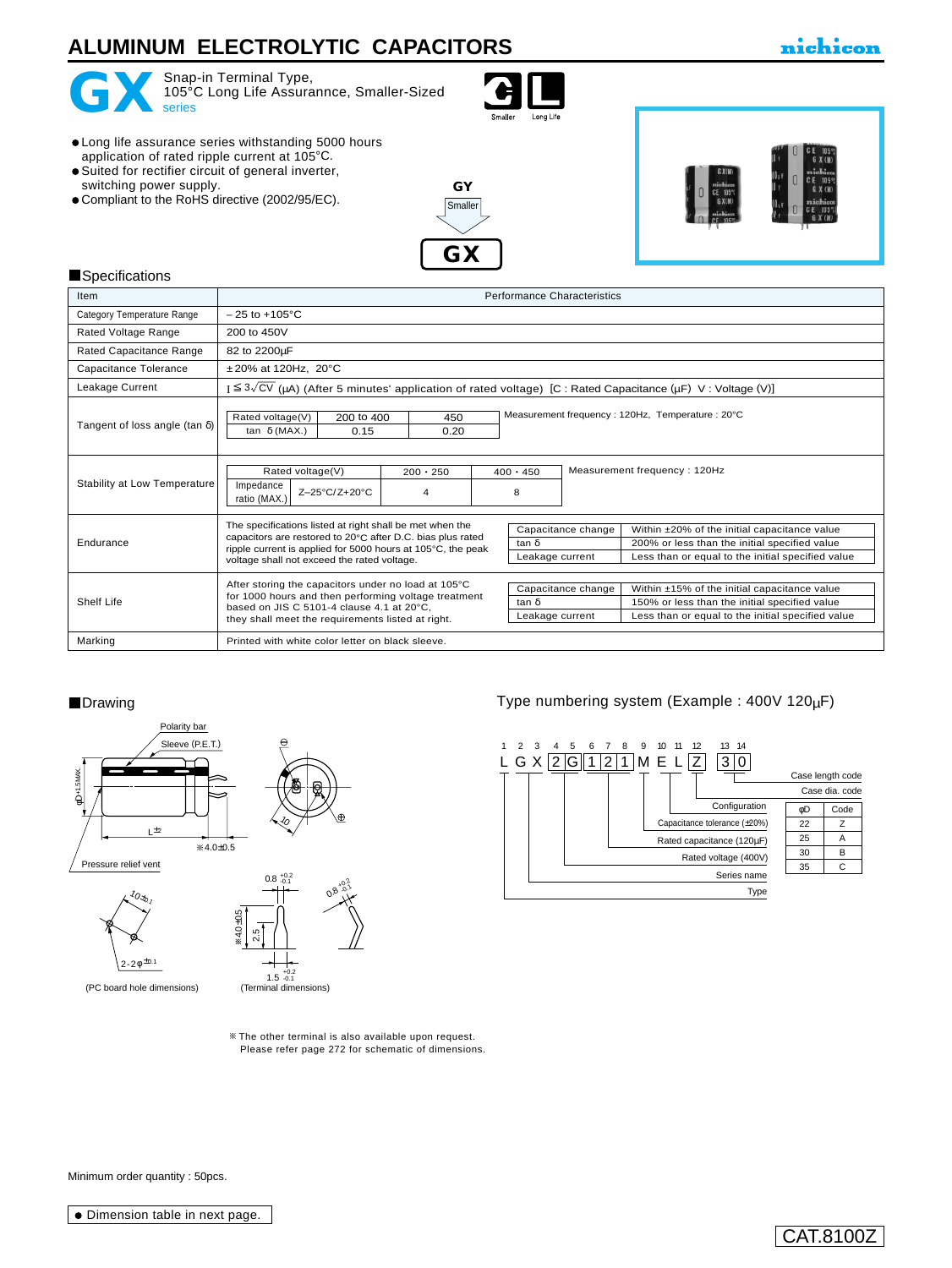# ALUMINUM ELECTROLYTIC CAPACITORS

nichicon

# GX series

Snap-in Terminal Type, 105°C Long Life Assurannce, Smaller-Sized

Smaller · Long Life

- Long life assurance series withstanding 5000 hours application of rated ripple current at 105°C.
- Suited for rectifier circuit of general inverter, switching power supply.
- Compliant to the RoHS directive (2002/95/EC).

GY → Smaller → GX

## Specifications

| Item | Performance Characteristics |
|---|---|
| Category Temperature Range | – 25 to +105°C |
| Rated Voltage Range | 200 to 450V |
| Rated Capacitance Range | 82 to 2200μF |
| Capacitance Tolerance | ±20% at 120Hz, 20°C |
| Leakage Current | $I \leqq 3\sqrt{CV}$ (μA) (After 5 minutes' application of rated voltage) [C : Rated Capacitance (μF) V : Voltage (V)] |
| Tangent of loss angle (tan δ) | Rated voltage(V): 200 to 400 / 450; tan δ (MAX.): 0.15 / 0.20. Measurement frequency : 120Hz, Temperature : 20°C |
| Stability at Low Temperature | Rated voltage(V): 200 · 250 / 400 · 450; Impedance ratio (MAX.) Z–25°C/Z+20°C: 4 / 8. Measurement frequency : 120Hz |
| Endurance | The specifications listed at right shall be met when the capacitors are restored to 20°C after D.C. bias plus rated ripple current is applied for 5000 hours at 105°C, the peak voltage shall not exceed the rated voltage. Capacitance change: Within ±20% of the initial capacitance value; tan δ: 200% or less than the initial specified value; Leakage current: Less than or equal to the initial specified value |
| Shelf Life | After storing the capacitors under no load at 105°C for 1000 hours and then performing voltage treatment based on JIS C 5101-4 clause 4.1 at 20°C, they shall meet the requirements listed at right. Capacitance change: Within ±15% of the initial capacitance value; tan δ: 150% or less than the initial specified value; Leakage current: Less than or equal to the initial specified value |
| Marking | Printed with white color letter on black sleeve. |

## Drawing

Polarity bar, Sleeve (P.E.T.), φD+1.5MAX., L ±2, ※4.0±0.5, Pressure relief vent, 10

(PC board hole dimensions): $10 \pm 0.1$, $2\text{-}2\varphi^{\pm 0.1}$

(Terminal dimensions): $0.8^{+0.2}_{-0.1}$, ※4.0±0.5, 2.5, $1.5^{+0.2}_{-0.1}$

※ The other terminal is also available upon request. Please refer page 272 for schematic of dimensions.

## Type numbering system (Example : 400V 120μF)

| 1 | 2 | 3 | 4 | 5 | 6 | 7 | 8 | 9 | 10 | 11 | 12 | 13 | 14 |
|---|---|---|---|---|---|---|---|---|---|---|---|---|---|
| L | G | X | 2 | G | 1 | 2 | 1 | M | E | L | Z | 3 | 0 |

- 1: Type
- 2–3: Series name
- 4–5: Rated voltage (400V)
- 6–8: Rated capacitance (120μF)
- 9: Capacitance tolerance (±20%)
- 10–11: Configuration
- 12: Case dia. code
- 13–14: Case length code

| φD | Code |
|---|---|
| 22 | Z |
| 25 | A |
| 30 | B |
| 35 | C |

Minimum order quantity : 50pcs.

- Dimension table in next page.

CAT.8100Z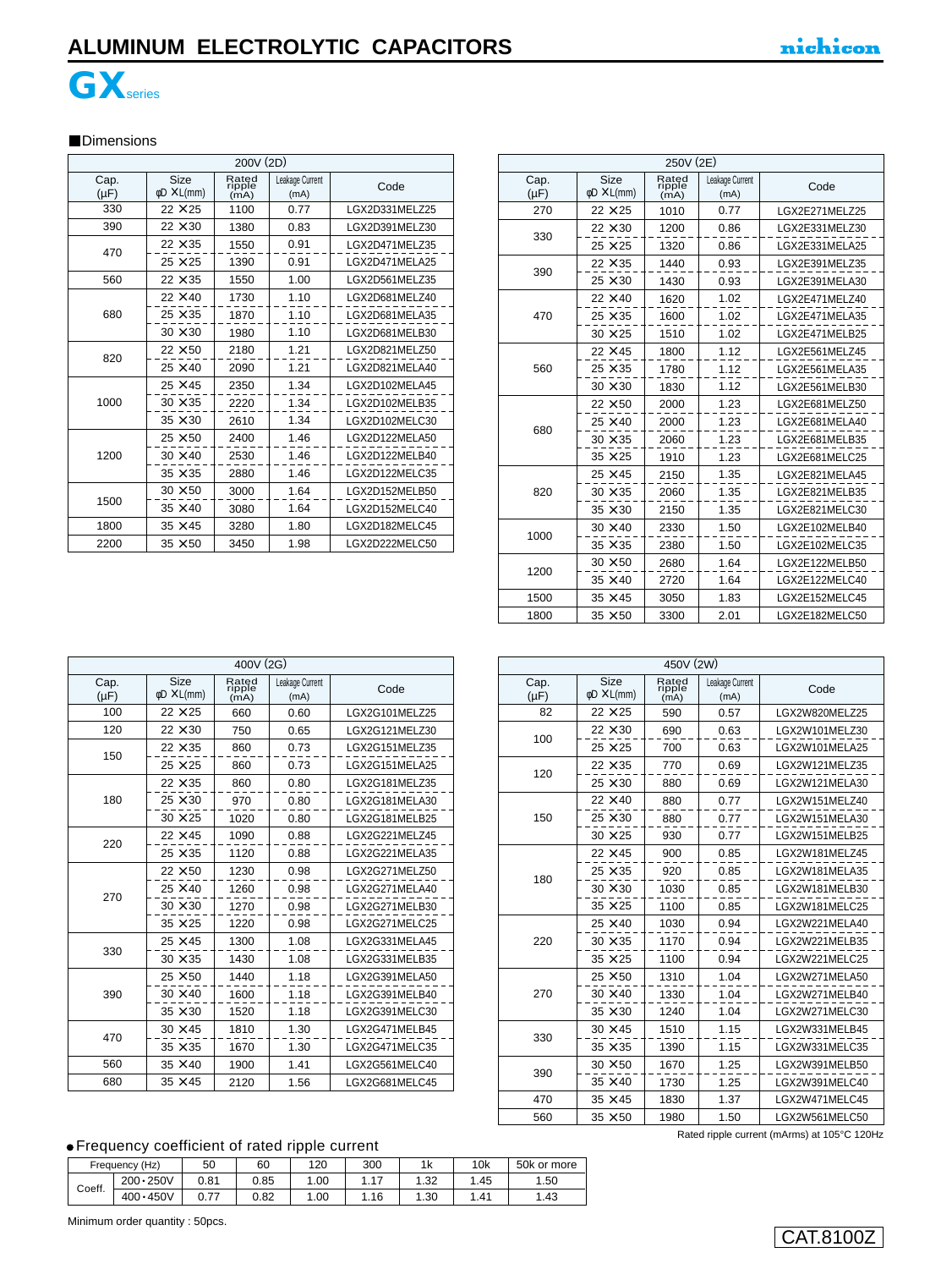# ALUMINUM ELECTROLYTIC CAPACITORS

## GX series

■Dimensions

| 200V (2D) | | | | |
|---|---|---|---|---|
| Cap. (μF) | Size φD ×L(mm) | Rated ripple (mA) | Leakage Current (mA) | Code |
| 330 | 22 ×25 | 1100 | 0.77 | LGX2D331MELZ25 |
| 390 | 22 ×30 | 1380 | 0.83 | LGX2D391MELZ30 |
| 470 | 22 ×35 | 1550 | 0.91 | LGX2D471MELZ35 |
| | 25 ×25 | 1390 | 0.91 | LGX2D471MELA25 |
| 560 | 22 ×35 | 1550 | 1.00 | LGX2D561MELZ35 |
| 680 | 22 ×40 | 1730 | 1.10 | LGX2D681MELZ40 |
| | 25 ×35 | 1870 | 1.10 | LGX2D681MELA35 |
| | 30 ×30 | 1980 | 1.10 | LGX2D681MELB30 |
| 820 | 22 ×50 | 2180 | 1.21 | LGX2D821MELZ50 |
| | 25 ×40 | 2090 | 1.21 | LGX2D821MELA40 |
| 1000 | 25 ×45 | 2350 | 1.34 | LGX2D102MELA45 |
| | 30 ×35 | 2220 | 1.34 | LGX2D102MELB35 |
| | 35 ×30 | 2610 | 1.34 | LGX2D102MELC30 |
| 1200 | 25 ×50 | 2400 | 1.46 | LGX2D122MELA50 |
| | 30 ×40 | 2530 | 1.46 | LGX2D122MELB40 |
| | 35 ×35 | 2880 | 1.46 | LGX2D122MELC35 |
| 1500 | 30 ×50 | 3000 | 1.64 | LGX2D152MELB50 |
| | 35 ×40 | 3080 | 1.64 | LGX2D152MELC40 |
| 1800 | 35 ×45 | 3280 | 1.80 | LGX2D182MELC45 |
| 2200 | 35 ×50 | 3450 | 1.98 | LGX2D222MELC50 |

| 250V (2E) | | | | |
|---|---|---|---|---|
| Cap. (μF) | Size φD ×L(mm) | Rated ripple (mA) | Leakage Current (mA) | Code |
| 270 | 22 ×25 | 1010 | 0.77 | LGX2E271MELZ25 |
| 330 | 22 ×30 | 1200 | 0.86 | LGX2E331MELZ30 |
| | 25 ×25 | 1320 | 0.86 | LGX2E331MELA25 |
| 390 | 22 ×35 | 1440 | 0.93 | LGX2E391MELZ35 |
| | 25 ×30 | 1430 | 0.93 | LGX2E391MELA30 |
| 470 | 22 ×40 | 1620 | 1.02 | LGX2E471MELZ40 |
| | 25 ×35 | 1600 | 1.02 | LGX2E471MELA35 |
| | 30 ×25 | 1510 | 1.02 | LGX2E471MELB25 |
| 560 | 22 ×45 | 1800 | 1.12 | LGX2E561MELZ45 |
| | 25 ×35 | 1780 | 1.12 | LGX2E561MELA35 |
| | 30 ×30 | 1830 | 1.12 | LGX2E561MELB30 |
| 680 | 22 ×50 | 2000 | 1.23 | LGX2E681MELZ50 |
| | 25 ×40 | 2000 | 1.23 | LGX2E681MELA40 |
| | 30 ×35 | 2060 | 1.23 | LGX2E681MELB35 |
| | 35 ×25 | 1910 | 1.23 | LGX2E681MELC25 |
| 820 | 25 ×45 | 2150 | 1.35 | LGX2E821MELA45 |
| | 30 ×35 | 2060 | 1.35 | LGX2E821MELB35 |
| | 35 ×30 | 2150 | 1.35 | LGX2E821MELC30 |
| 1000 | 30 ×40 | 2330 | 1.50 | LGX2E102MELB40 |
| | 35 ×35 | 2380 | 1.50 | LGX2E102MELC35 |
| 1200 | 30 ×50 | 2680 | 1.64 | LGX2E122MELB50 |
| | 35 ×40 | 2720 | 1.64 | LGX2E122MELC40 |
| 1500 | 35 ×45 | 3050 | 1.83 | LGX2E152MELC45 |
| 1800 | 35 ×50 | 3300 | 2.01 | LGX2E182MELC50 |

| 400V (2G) | | | | |
|---|---|---|---|---|
| Cap. (μF) | Size φD ×L(mm) | Rated ripple (mA) | Leakage Current (mA) | Code |
| 100 | 22 ×25 | 660 | 0.60 | LGX2G101MELZ25 |
| 120 | 22 ×30 | 750 | 0.65 | LGX2G121MELZ30 |
| 150 | 22 ×35 | 860 | 0.73 | LGX2G151MELZ35 |
| | 25 ×25 | 860 | 0.73 | LGX2G151MELA25 |
| 180 | 22 ×35 | 860 | 0.80 | LGX2G181MELZ35 |
| | 25 ×30 | 970 | 0.80 | LGX2G181MELA30 |
| | 30 ×25 | 1020 | 0.80 | LGX2G181MELB25 |
| 220 | 22 ×45 | 1090 | 0.88 | LGX2G221MELZ45 |
| | 25 ×35 | 1120 | 0.88 | LGX2G221MELA35 |
| 270 | 22 ×50 | 1230 | 0.98 | LGX2G271MELZ50 |
| | 25 ×40 | 1260 | 0.98 | LGX2G271MELA40 |
| | 30 ×30 | 1270 | 0.98 | LGX2G271MELB30 |
| | 35 ×25 | 1220 | 0.98 | LGX2G271MELC25 |
| 330 | 25 ×45 | 1300 | 1.08 | LGX2G331MELA45 |
| | 30 ×35 | 1430 | 1.08 | LGX2G331MELB35 |
| 390 | 25 ×50 | 1440 | 1.18 | LGX2G391MELA50 |
| | 30 ×40 | 1600 | 1.18 | LGX2G391MELB40 |
| | 35 ×30 | 1520 | 1.18 | LGX2G391MELC30 |
| 470 | 30 ×45 | 1810 | 1.30 | LGX2G471MELB45 |
| | 35 ×35 | 1670 | 1.30 | LGX2G471MELC35 |
| 560 | 35 ×40 | 1900 | 1.41 | LGX2G561MELC40 |
| 680 | 35 ×45 | 2120 | 1.56 | LGX2G681MELC45 |

| 450V (2W) | | | | |
|---|---|---|---|---|
| Cap. (μF) | Size φD ×L(mm) | Rated ripple (mA) | Leakage Current (mA) | Code |
| 82 | 22 ×25 | 590 | 0.57 | LGX2W820MELZ25 |
| 100 | 22 ×30 | 690 | 0.63 | LGX2W101MELZ30 |
| | 25 ×25 | 700 | 0.63 | LGX2W101MELA25 |
| 120 | 22 ×35 | 770 | 0.69 | LGX2W121MELZ35 |
| | 25 ×30 | 880 | 0.69 | LGX2W121MELA30 |
| 150 | 22 ×40 | 880 | 0.77 | LGX2W151MELZ40 |
| | 25 ×30 | 880 | 0.77 | LGX2W151MELA30 |
| | 30 ×25 | 930 | 0.77 | LGX2W151MELB25 |
| 180 | 22 ×45 | 900 | 0.85 | LGX2W181MELZ45 |
| | 25 ×35 | 920 | 0.85 | LGX2W181MELA35 |
| | 30 ×30 | 1030 | 0.85 | LGX2W181MELB30 |
| | 35 ×25 | 1100 | 0.85 | LGX2W181MELC25 |
| 220 | 25 ×40 | 1030 | 0.94 | LGX2W221MELA40 |
| | 30 ×35 | 1170 | 0.94 | LGX2W221MELB35 |
| | 35 ×25 | 1100 | 0.94 | LGX2W221MELC25 |
| 270 | 25 ×50 | 1310 | 1.04 | LGX2W271MELA50 |
| | 30 ×40 | 1330 | 1.04 | LGX2W271MELB40 |
| | 35 ×30 | 1240 | 1.04 | LGX2W271MELC30 |
| 330 | 30 ×45 | 1510 | 1.15 | LGX2W331MELB45 |
| | 35 ×35 | 1390 | 1.15 | LGX2W331MELC35 |
| 390 | 30 ×50 | 1670 | 1.25 | LGX2W391MELB50 |
| | 35 ×40 | 1730 | 1.25 | LGX2W391MELC40 |
| 470 | 35 ×45 | 1830 | 1.37 | LGX2W471MELC45 |
| 560 | 35 ×50 | 1980 | 1.50 | LGX2W561MELC50 |

Rated ripple current (mArms) at 105°C 120Hz

● Frequency coefficient of rated ripple current

| Frequency (Hz) | | 50 | 60 | 120 | 300 | 1k | 10k | 50k or more |
|---|---|---|---|---|---|---|---|---|
| Coeff. | 200・250V | 0.81 | 0.85 | 1.00 | 1.17 | 1.32 | 1.45 | 1.50 |
| | 400・450V | 0.77 | 0.82 | 1.00 | 1.16 | 1.30 | 1.41 | 1.43 |

Minimum order quantity : 50pcs.

CAT.8100Z